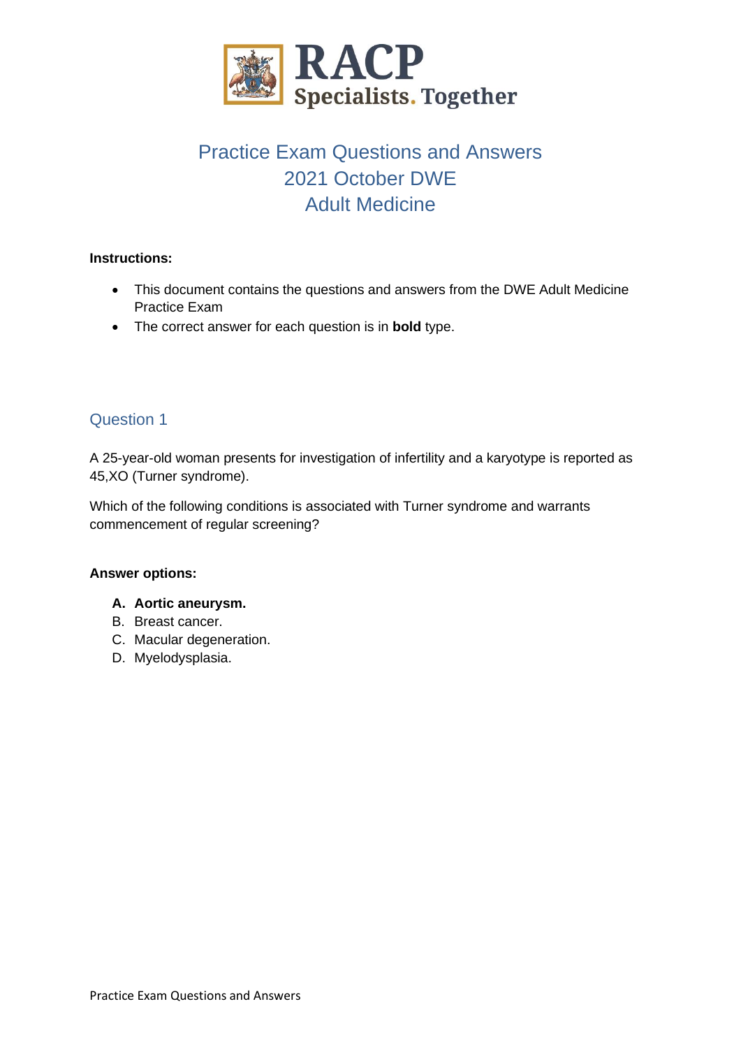RACP
Specialists. Together

# Practice Exam Questions and Answers
# 2021 October DWE
# Adult Medicine

**Instructions:**

- This document contains the questions and answers from the DWE Adult Medicine Practice Exam
- The correct answer for each question is in **bold** type.

## Question 1

A 25-year-old woman presents for investigation of infertility and a karyotype is reported as 45,XO (Turner syndrome).

Which of the following conditions is associated with Turner syndrome and warrants commencement of regular screening?

**Answer options:**

**A. Aortic aneurysm.**
B. Breast cancer.
C. Macular degeneration.
D. Myelodysplasia.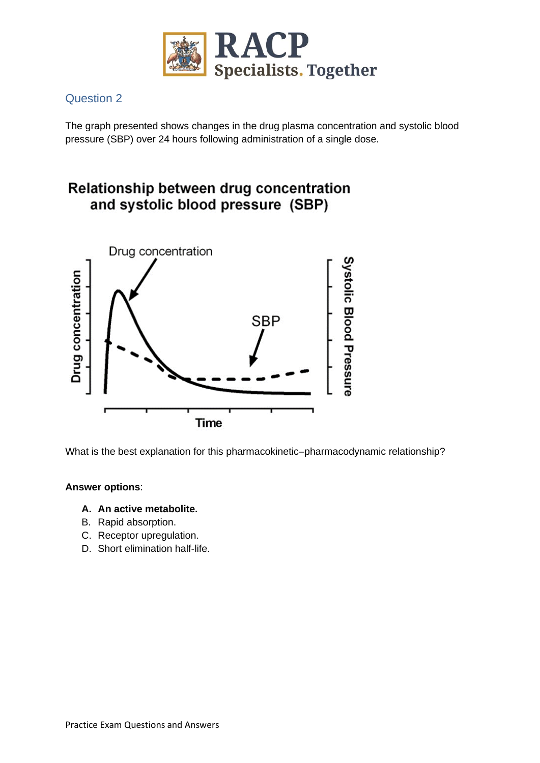## Question 2

The graph presented shows changes in the drug plasma concentration and systolic blood pressure (SBP) over 24 hours following administration of a single dose.

**Relationship between drug concentration and systolic blood pressure (SBP)**

What is the best explanation for this pharmacokinetic–pharmacodynamic relationship?

**Answer options**:

- **A. An active metabolite.**
- B. Rapid absorption.
- C. Receptor upregulation.
- D. Short elimination half-life.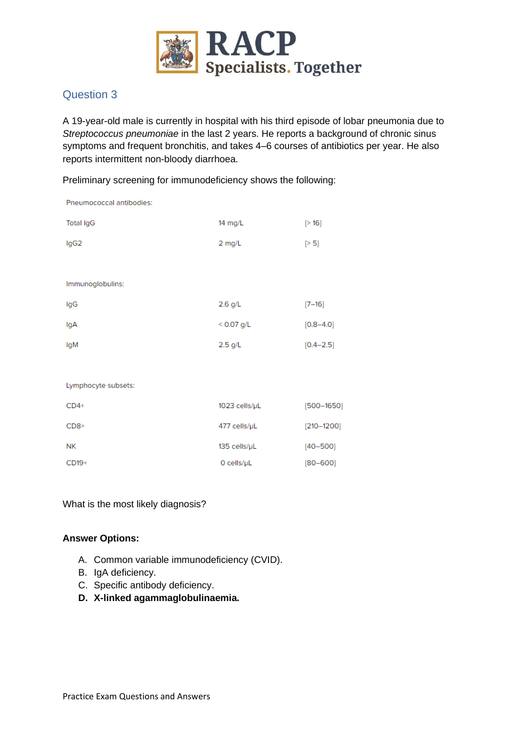## Question 3

A 19-year-old male is currently in hospital with his third episode of lobar pneumonia due to *Streptococcus pneumoniae* in the last 2 years. He reports a background of chronic sinus symptoms and frequent bronchitis, and takes 4–6 courses of antibiotics per year. He also reports intermittent non-bloody diarrhoea.

Preliminary screening for immunodeficiency shows the following:

| | | |
|---|---|---|
| Pneumococcal antibodies: | | |
| Total IgG | 14 mg/L | [> 16] |
| IgG2 | 2 mg/L | [> 5] |
| | | |
| Immunoglobulins: | | |
| IgG | 2.6 g/L | [7–16] |
| IgA | < 0.07 g/L | [0.8–4.0] |
| IgM | 2.5 g/L | [0.4–2.5] |
| | | |
| Lymphocyte subsets: | | |
| CD4+ | 1023 cells/μL | [500–1650] |
| CD8+ | 477 cells/μL | [210–1200] |
| NK | 135 cells/μL | [40–500] |
| CD19+ | 0 cells/μL | [80–600] |

What is the most likely diagnosis?

**Answer Options:**

A. Common variable immunodeficiency (CVID).
B. IgA deficiency.
C. Specific antibody deficiency.
**D. X-linked agammaglobulinaemia.**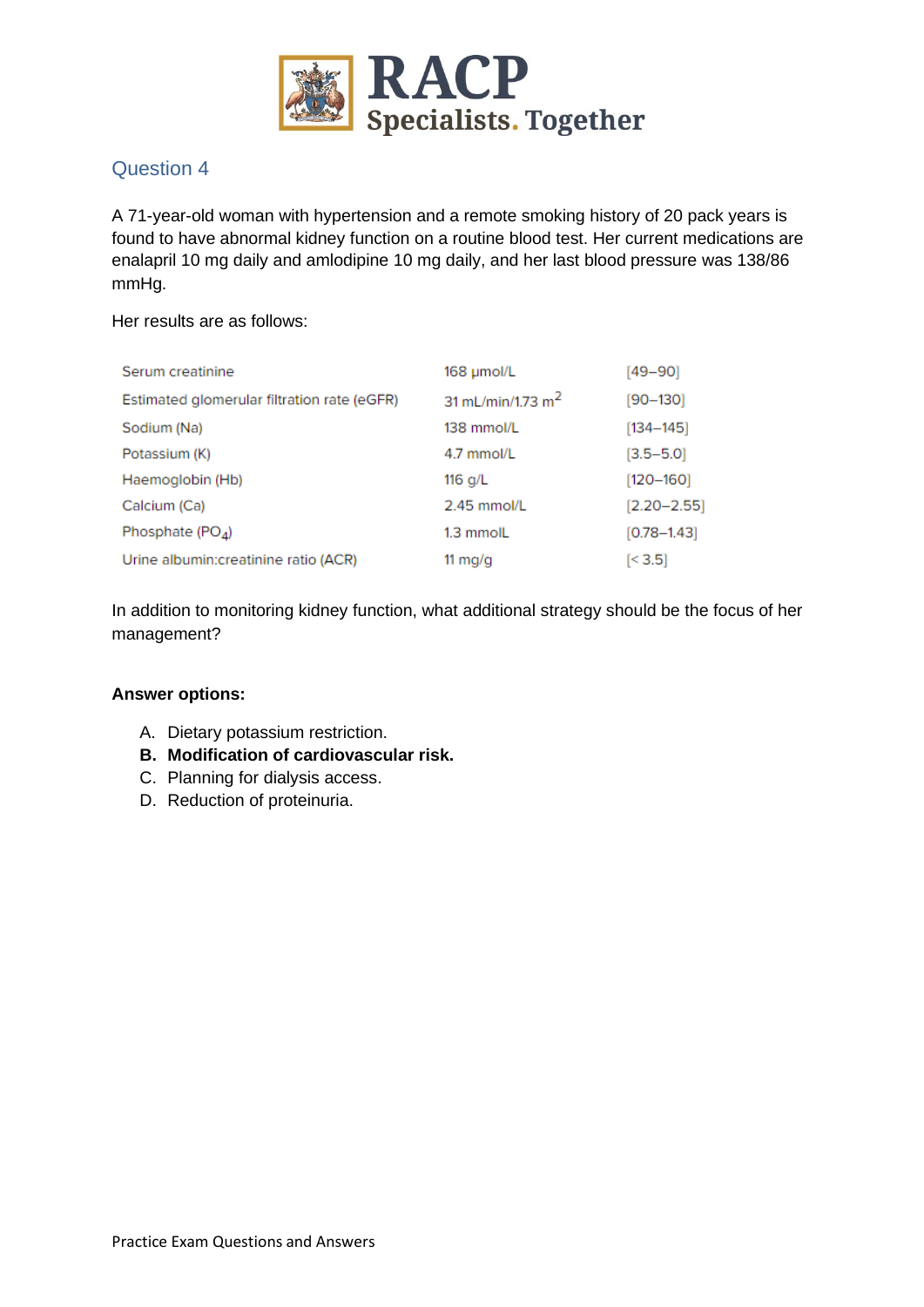## Question 4

A 71-year-old woman with hypertension and a remote smoking history of 20 pack years is found to have abnormal kidney function on a routine blood test. Her current medications are enalapril 10 mg daily and amlodipine 10 mg daily, and her last blood pressure was 138/86 mmHg.

Her results are as follows:

| | | |
|---|---|---|
| Serum creatinine | 168 µmol/L | [49–90] |
| Estimated glomerular filtration rate (eGFR) | 31 mL/min/1.73 $m^2$ | [90–130] |
| Sodium (Na) | 138 mmol/L | [134–145] |
| Potassium (K) | 4.7 mmol/L | [3.5–5.0] |
| Haemoglobin (Hb) | 116 g/L | [120–160] |
| Calcium (Ca) | 2.45 mmol/L | [2.20–2.55] |
| Phosphate ($PO_4$) | 1.3 mmolL | [0.78–1.43] |
| Urine albumin:creatinine ratio (ACR) | 11 mg/g | [< 3.5] |

In addition to monitoring kidney function, what additional strategy should be the focus of her management?

**Answer options:**

A. Dietary potassium restriction.
**B. Modification of cardiovascular risk.**
C. Planning for dialysis access.
D. Reduction of proteinuria.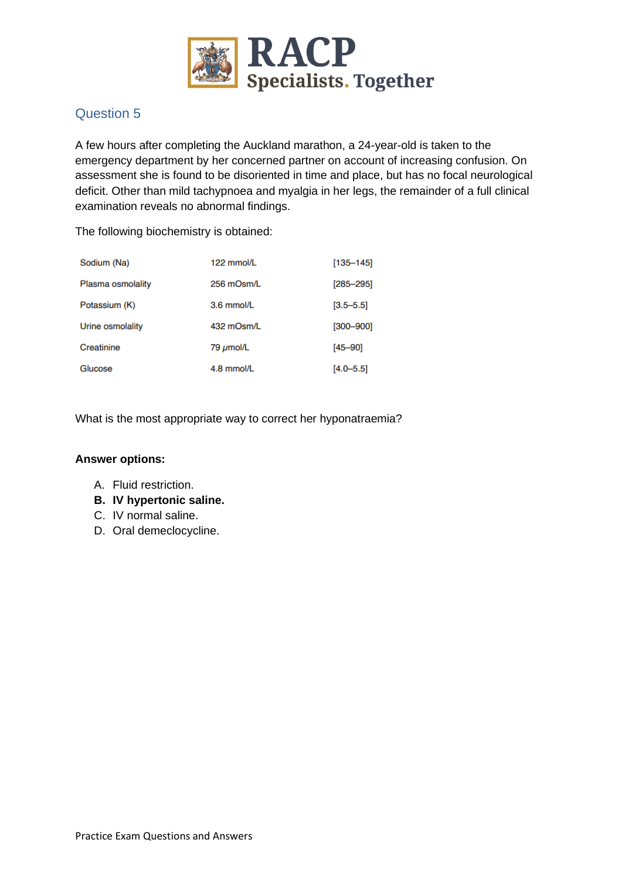## Question 5

A few hours after completing the Auckland marathon, a 24-year-old is taken to the emergency department by her concerned partner on account of increasing confusion. On assessment she is found to be disoriented in time and place, but has no focal neurological deficit. Other than mild tachypnoea and myalgia in her legs, the remainder of a full clinical examination reveals no abnormal findings.

The following biochemistry is obtained:

| | | |
|---|---|---|
| Sodium (Na) | 122 mmol/L | [135–145] |
| Plasma osmolality | 256 mOsm/L | [285–295] |
| Potassium (K) | 3.6 mmol/L | [3.5–5.5] |
| Urine osmolality | 432 mOsm/L | [300–900] |
| Creatinine | 79 μmol/L | [45–90] |
| Glucose | 4.8 mmol/L | [4.0–5.5] |

What is the most appropriate way to correct her hyponatraemia?

**Answer options:**

A. Fluid restriction.
**B. IV hypertonic saline.**
C. IV normal saline.
D. Oral demeclocycline.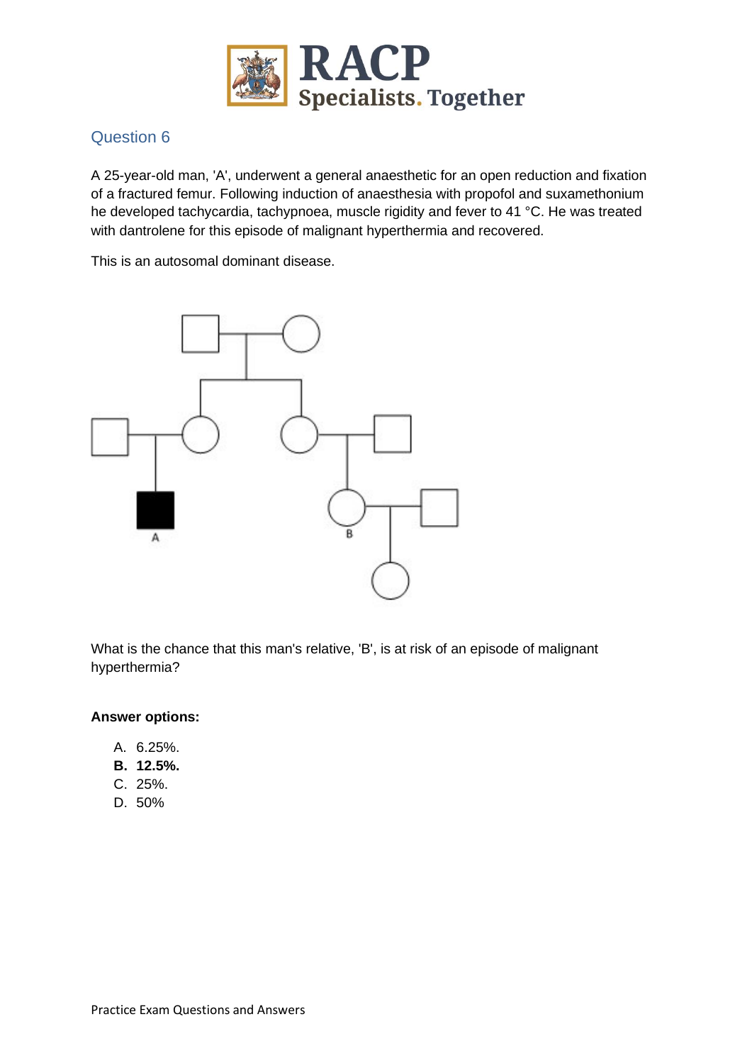## Question 6

A 25-year-old man, 'A', underwent a general anaesthetic for an open reduction and fixation of a fractured femur. Following induction of anaesthesia with propofol and suxamethonium he developed tachycardia, tachypnoea, muscle rigidity and fever to 41 °C. He was treated with dantrolene for this episode of malignant hyperthermia and recovered.

This is an autosomal dominant disease.

What is the chance that this man's relative, 'B', is at risk of an episode of malignant hyperthermia?

**Answer options:**

A. 6.25%.
**B. 12.5%.**
C. 25%.
D. 50%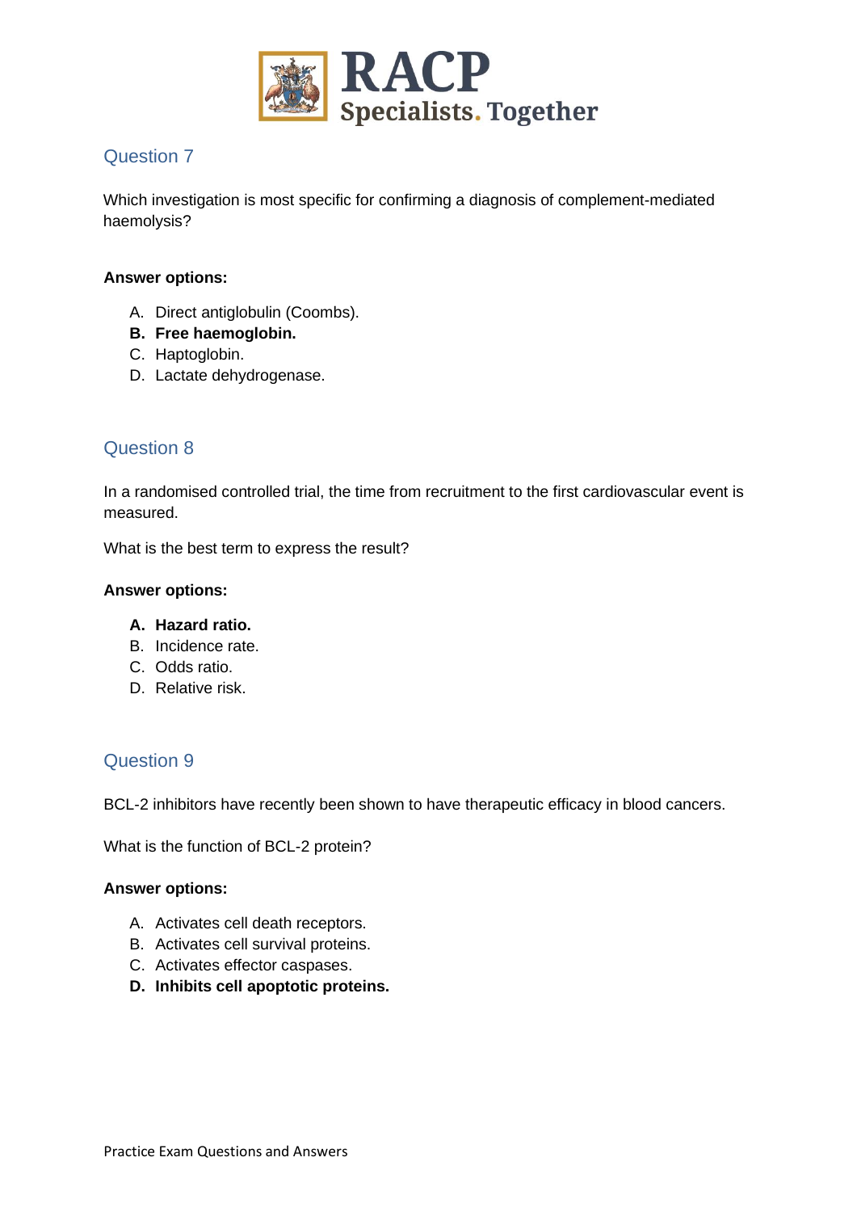## Question 7

Which investigation is most specific for confirming a diagnosis of complement-mediated haemolysis?

**Answer options:**

A. Direct antiglobulin (Coombs).
**B. Free haemoglobin.**
C. Haptoglobin.
D. Lactate dehydrogenase.

## Question 8

In a randomised controlled trial, the time from recruitment to the first cardiovascular event is measured.

What is the best term to express the result?

**Answer options:**

**A. Hazard ratio.**
B. Incidence rate.
C. Odds ratio.
D. Relative risk.

## Question 9

BCL-2 inhibitors have recently been shown to have therapeutic efficacy in blood cancers.

What is the function of BCL-2 protein?

**Answer options:**

A. Activates cell death receptors.
B. Activates cell survival proteins.
C. Activates effector caspases.
**D. Inhibits cell apoptotic proteins.**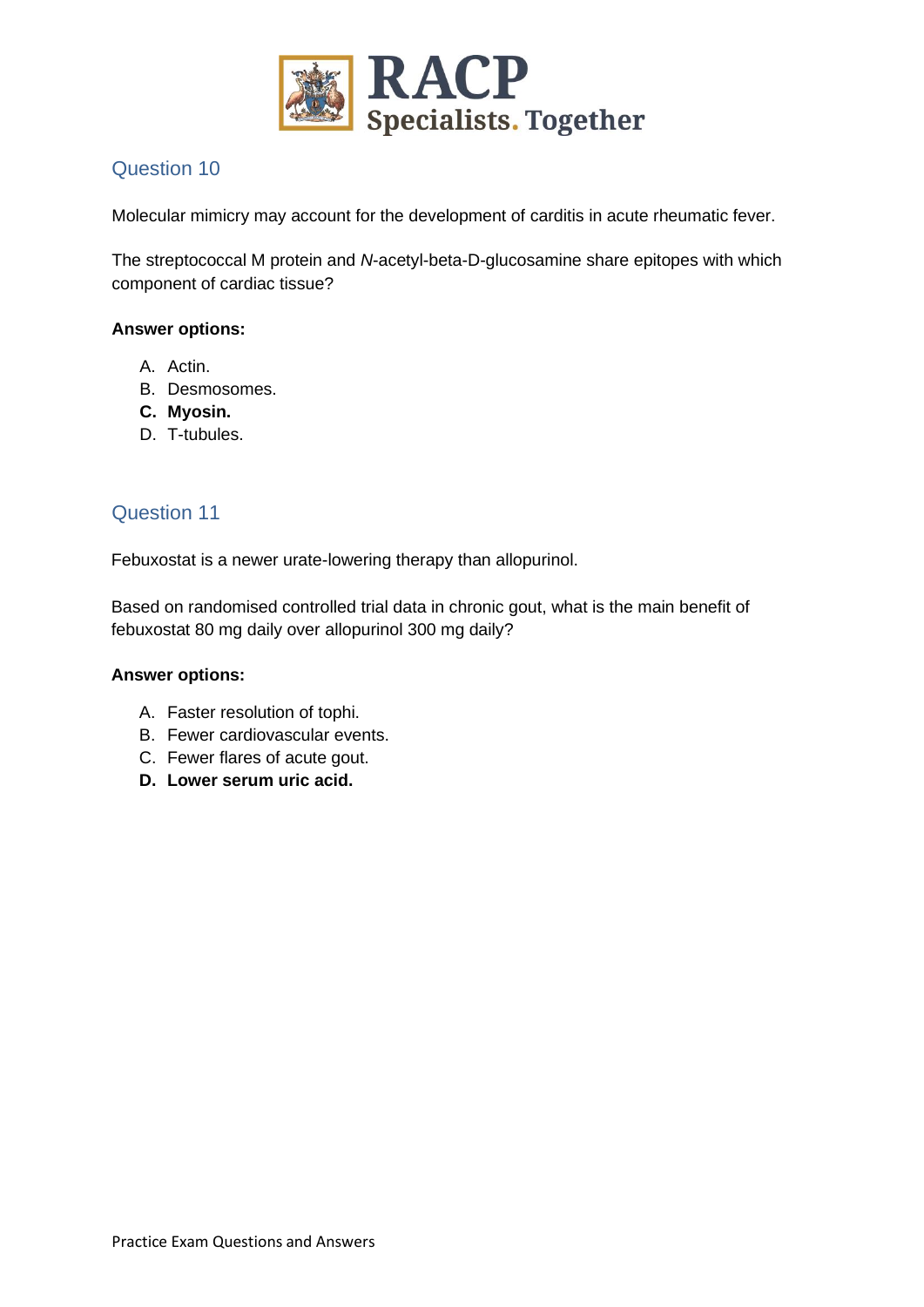## Question 10

Molecular mimicry may account for the development of carditis in acute rheumatic fever.

The streptococcal M protein and *N*-acetyl-beta-D-glucosamine share epitopes with which component of cardiac tissue?

**Answer options:**

A. Actin.
B. Desmosomes.
**C. Myosin.**
D. T-tubules.

## Question 11

Febuxostat is a newer urate-lowering therapy than allopurinol.

Based on randomised controlled trial data in chronic gout, what is the main benefit of febuxostat 80 mg daily over allopurinol 300 mg daily?

**Answer options:**

A. Faster resolution of tophi.
B. Fewer cardiovascular events.
C. Fewer flares of acute gout.
**D. Lower serum uric acid.**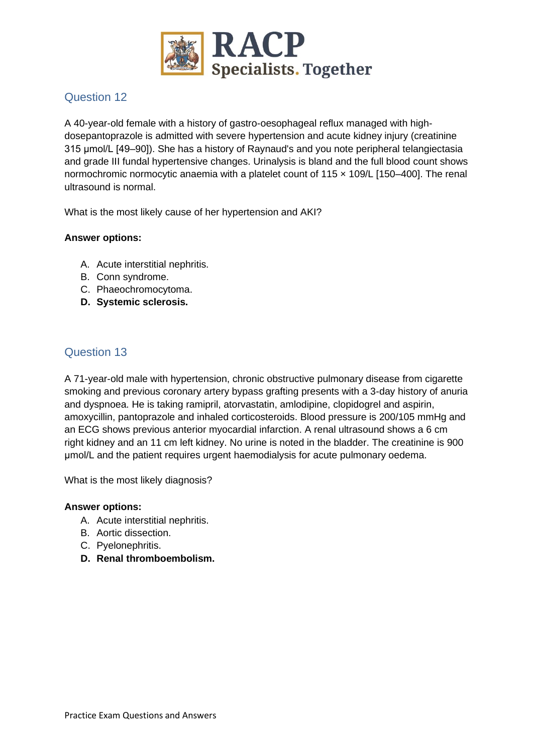## Question 12

A 40-year-old female with a history of gastro-oesophageal reflux managed with high-dosepantoprazole is admitted with severe hypertension and acute kidney injury (creatinine 315 μmol/L [49–90]). She has a history of Raynaud's and you note peripheral telangiectasia and grade III fundal hypertensive changes. Urinalysis is bland and the full blood count shows normochromic normocytic anaemia with a platelet count of 115 × 109/L [150–400]. The renal ultrasound is normal.

What is the most likely cause of her hypertension and AKI?

**Answer options:**

A. Acute interstitial nephritis.
B. Conn syndrome.
C. Phaeochromocytoma.
**D. Systemic sclerosis.**

## Question 13

A 71-year-old male with hypertension, chronic obstructive pulmonary disease from cigarette smoking and previous coronary artery bypass grafting presents with a 3-day history of anuria and dyspnoea. He is taking ramipril, atorvastatin, amlodipine, clopidogrel and aspirin, amoxycillin, pantoprazole and inhaled corticosteroids. Blood pressure is 200/105 mmHg and an ECG shows previous anterior myocardial infarction. A renal ultrasound shows a 6 cm right kidney and an 11 cm left kidney. No urine is noted in the bladder. The creatinine is 900 μmol/L and the patient requires urgent haemodialysis for acute pulmonary oedema.

What is the most likely diagnosis?

**Answer options:**

A. Acute interstitial nephritis.
B. Aortic dissection.
C. Pyelonephritis.
**D. Renal thromboembolism.**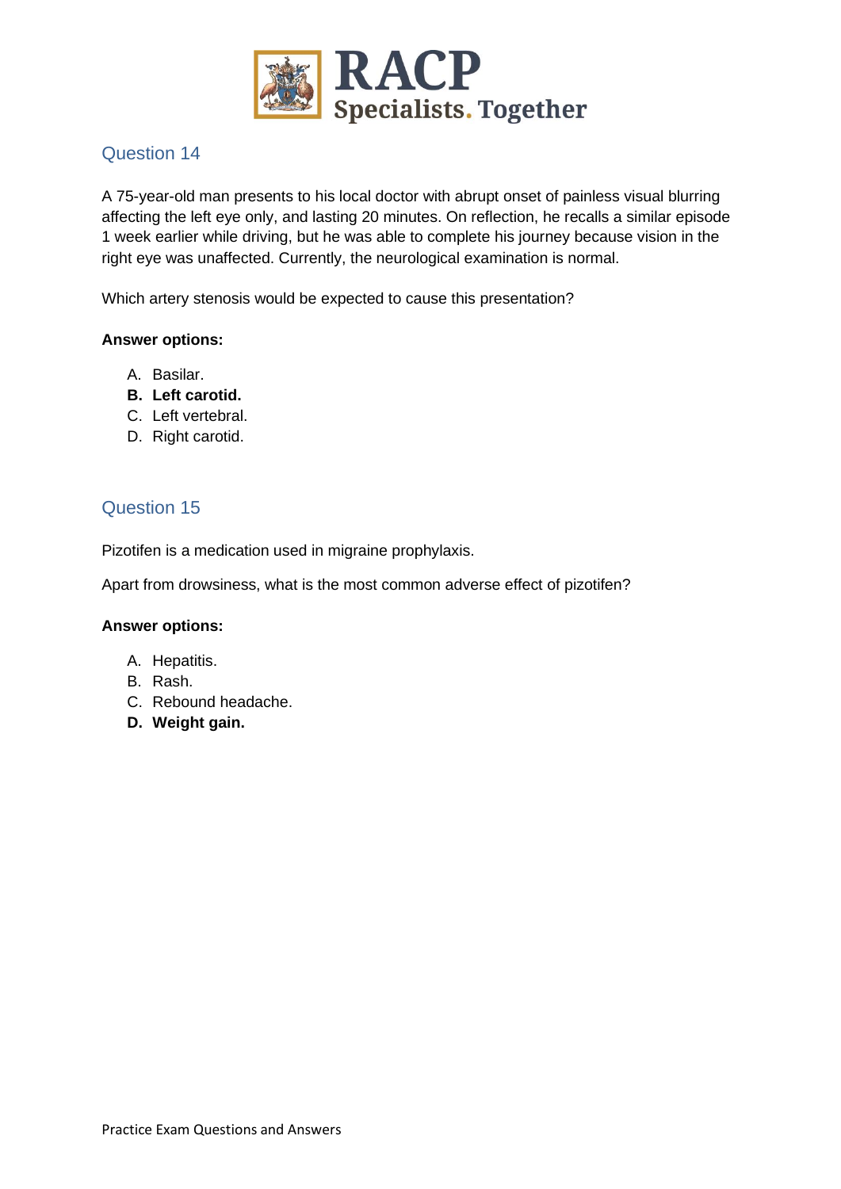## Question 14

A 75-year-old man presents to his local doctor with abrupt onset of painless visual blurring affecting the left eye only, and lasting 20 minutes. On reflection, he recalls a similar episode 1 week earlier while driving, but he was able to complete his journey because vision in the right eye was unaffected. Currently, the neurological examination is normal.

Which artery stenosis would be expected to cause this presentation?

**Answer options:**

A. Basilar.
**B. Left carotid.**
C. Left vertebral.
D. Right carotid.

## Question 15

Pizotifen is a medication used in migraine prophylaxis.

Apart from drowsiness, what is the most common adverse effect of pizotifen?

**Answer options:**

A. Hepatitis.
B. Rash.
C. Rebound headache.
**D. Weight gain.**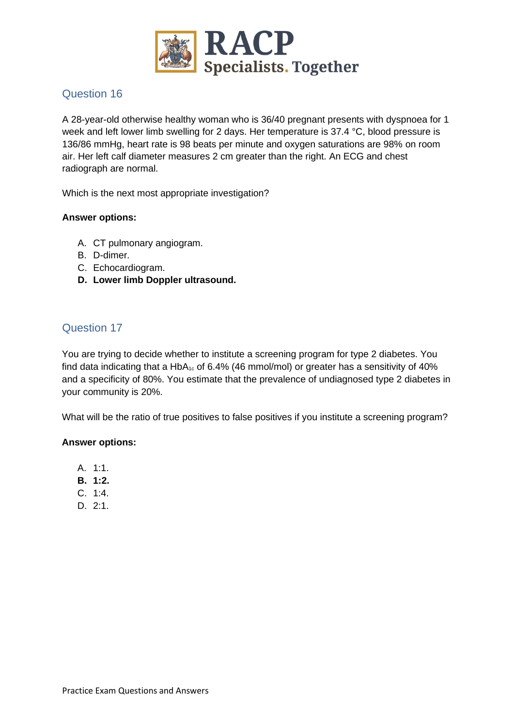## Question 16

A 28-year-old otherwise healthy woman who is 36/40 pregnant presents with dyspnoea for 1 week and left lower limb swelling for 2 days. Her temperature is 37.4 °C, blood pressure is 136/86 mmHg, heart rate is 98 beats per minute and oxygen saturations are 98% on room air. Her left calf diameter measures 2 cm greater than the right. An ECG and chest radiograph are normal.

Which is the next most appropriate investigation?

**Answer options:**

A. CT pulmonary angiogram.
B. D-dimer.
C. Echocardiogram.
**D. Lower limb Doppler ultrasound.**

## Question 17

You are trying to decide whether to institute a screening program for type 2 diabetes. You find data indicating that a $HbA_{1c}$ of 6.4% (46 mmol/mol) or greater has a sensitivity of 40% and a specificity of 80%. You estimate that the prevalence of undiagnosed type 2 diabetes in your community is 20%.

What will be the ratio of true positives to false positives if you institute a screening program?

**Answer options:**

A. 1:1.
**B. 1:2.**
C. 1:4.
D. 2:1.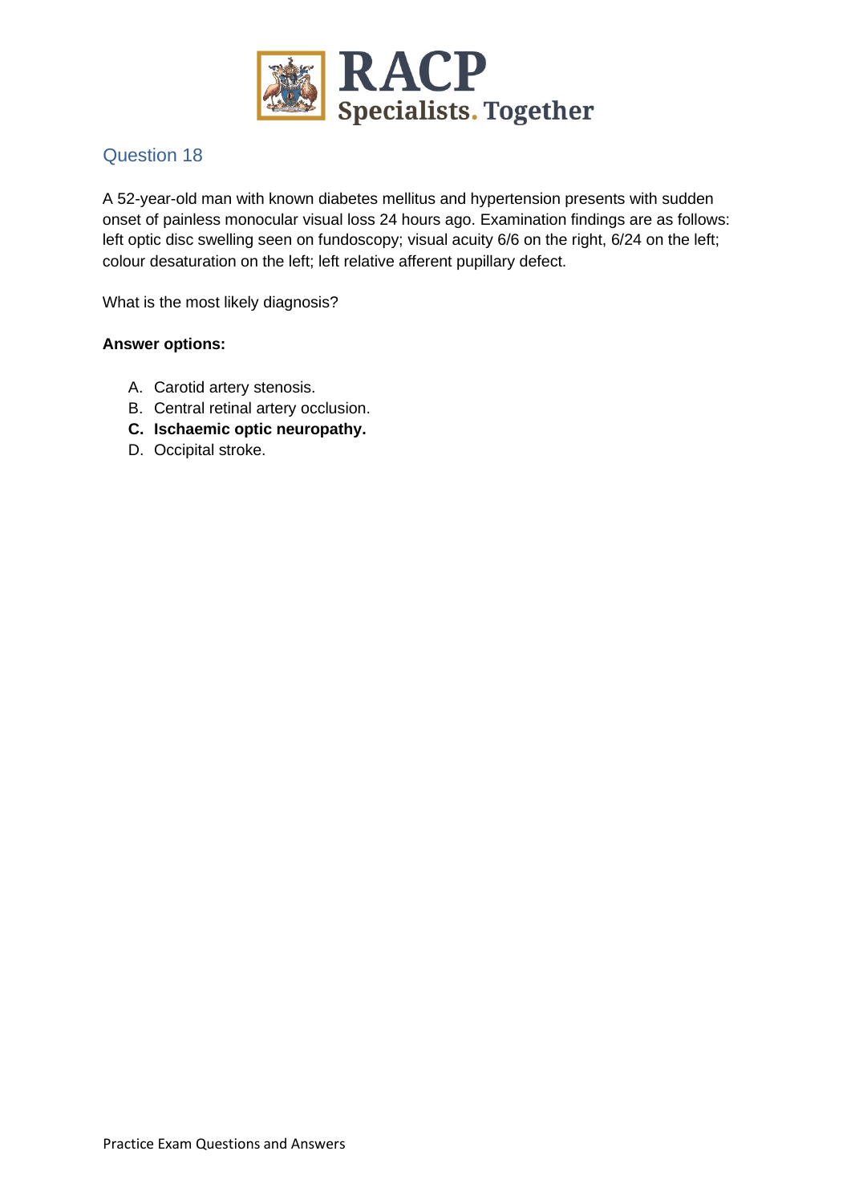## Question 18

A 52-year-old man with known diabetes mellitus and hypertension presents with sudden onset of painless monocular visual loss 24 hours ago. Examination findings are as follows: left optic disc swelling seen on fundoscopy; visual acuity 6/6 on the right, 6/24 on the left; colour desaturation on the left; left relative afferent pupillary defect.

What is the most likely diagnosis?

**Answer options:**

A. Carotid artery stenosis.
B. Central retinal artery occlusion.
**C. Ischaemic optic neuropathy.**
D. Occipital stroke.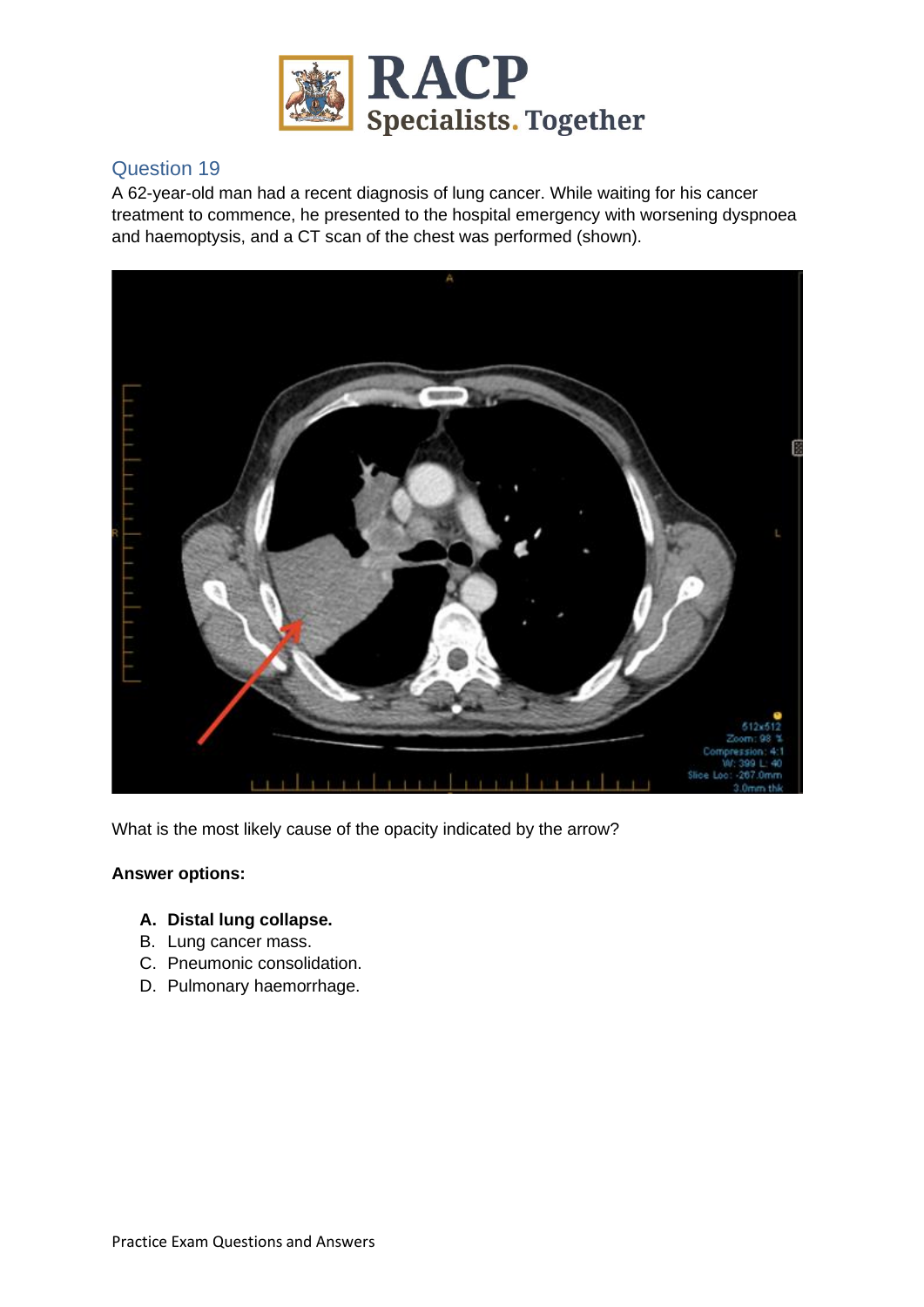## Question 19

A 62-year-old man had a recent diagnosis of lung cancer. While waiting for his cancer treatment to commence, he presented to the hospital emergency with worsening dyspnoea and haemoptysis, and a CT scan of the chest was performed (shown).

What is the most likely cause of the opacity indicated by the arrow?

**Answer options:**

A. **Distal lung collapse.**
B. Lung cancer mass.
C. Pneumonic consolidation.
D. Pulmonary haemorrhage.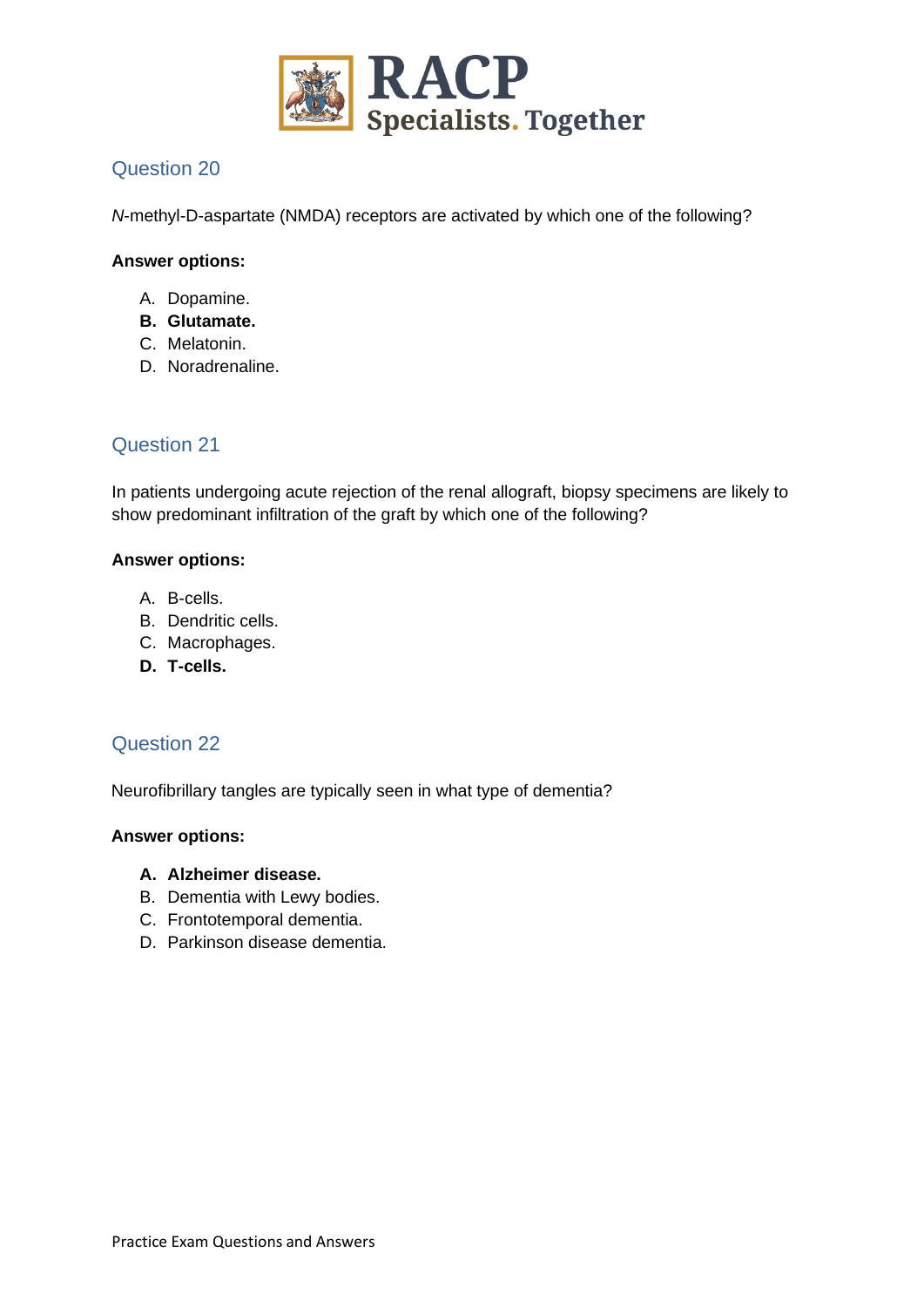## Question 20

*N*-methyl-D-aspartate (NMDA) receptors are activated by which one of the following?

**Answer options:**

A. Dopamine.
**B. Glutamate.**
C. Melatonin.
D. Noradrenaline.

## Question 21

In patients undergoing acute rejection of the renal allograft, biopsy specimens are likely to show predominant infiltration of the graft by which one of the following?

**Answer options:**

A. B-cells.
B. Dendritic cells.
C. Macrophages.
**D. T-cells.**

## Question 22

Neurofibrillary tangles are typically seen in what type of dementia?

**Answer options:**

**A. Alzheimer disease.**
B. Dementia with Lewy bodies.
C. Frontotemporal dementia.
D. Parkinson disease dementia.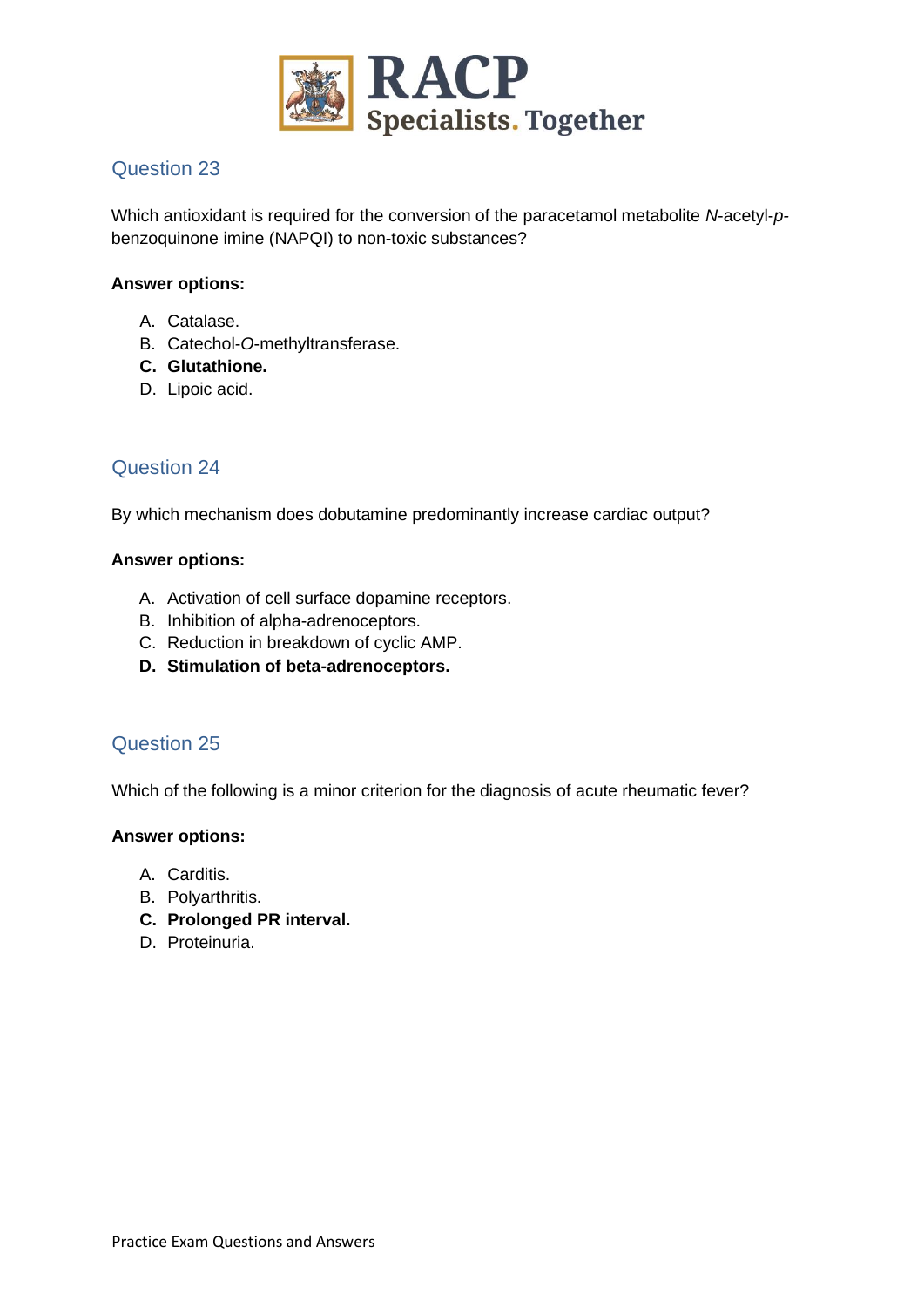## Question 23

Which antioxidant is required for the conversion of the paracetamol metabolite *N*-acetyl-*p*-benzoquinone imine (NAPQI) to non-toxic substances?

**Answer options:**

A. Catalase.
B. Catechol-*O*-methyltransferase.
**C. Glutathione.**
D. Lipoic acid.

## Question 24

By which mechanism does dobutamine predominantly increase cardiac output?

**Answer options:**

A. Activation of cell surface dopamine receptors.
B. Inhibition of alpha-adrenoceptors.
C. Reduction in breakdown of cyclic AMP.
**D. Stimulation of beta-adrenoceptors.**

## Question 25

Which of the following is a minor criterion for the diagnosis of acute rheumatic fever?

**Answer options:**

A. Carditis.
B. Polyarthritis.
**C. Prolonged PR interval.**
D. Proteinuria.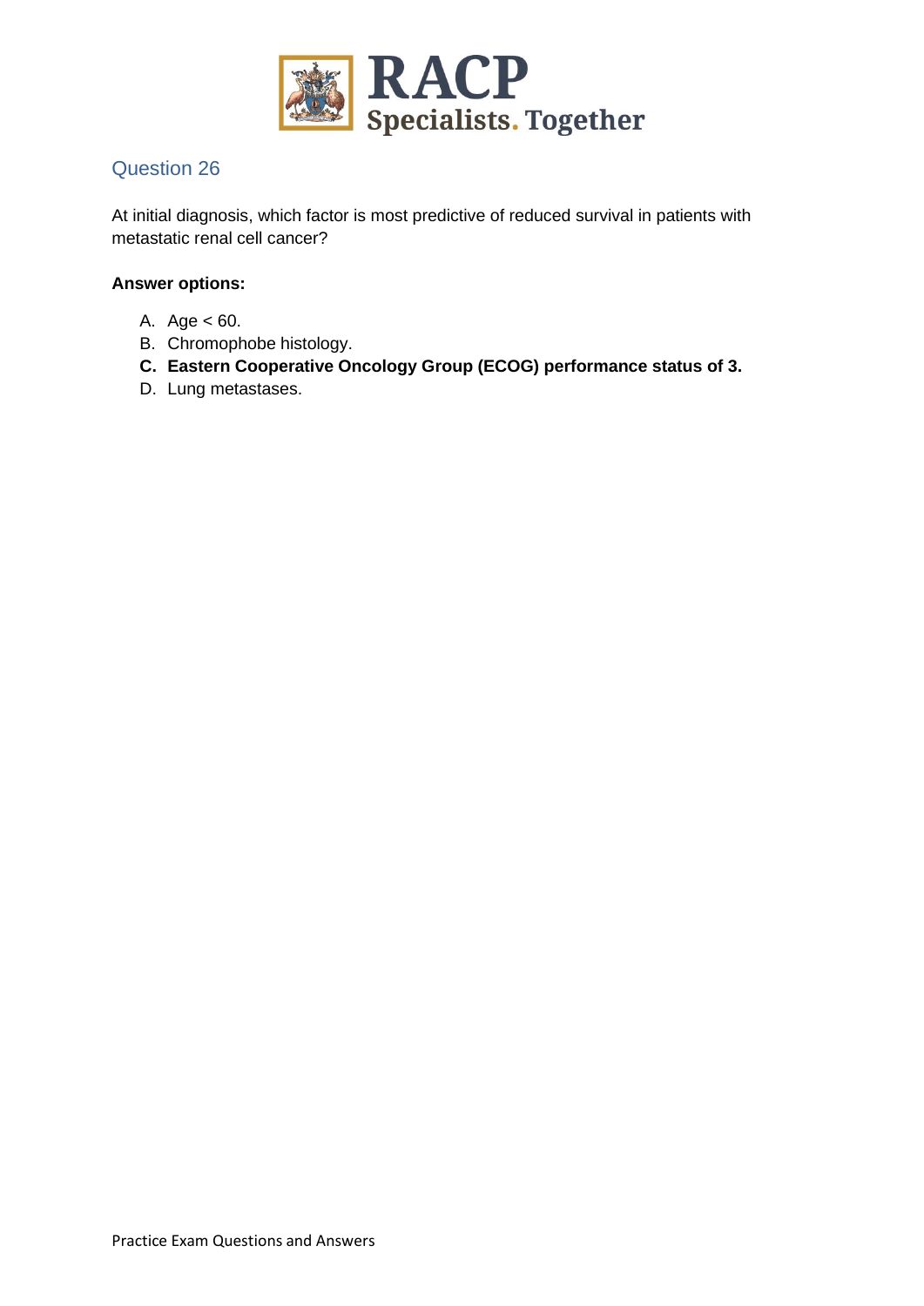## Question 26

At initial diagnosis, which factor is most predictive of reduced survival in patients with metastatic renal cell cancer?

**Answer options:**

A. Age < 60.
B. Chromophobe histology.
**C. Eastern Cooperative Oncology Group (ECOG) performance status of 3.**
D. Lung metastases.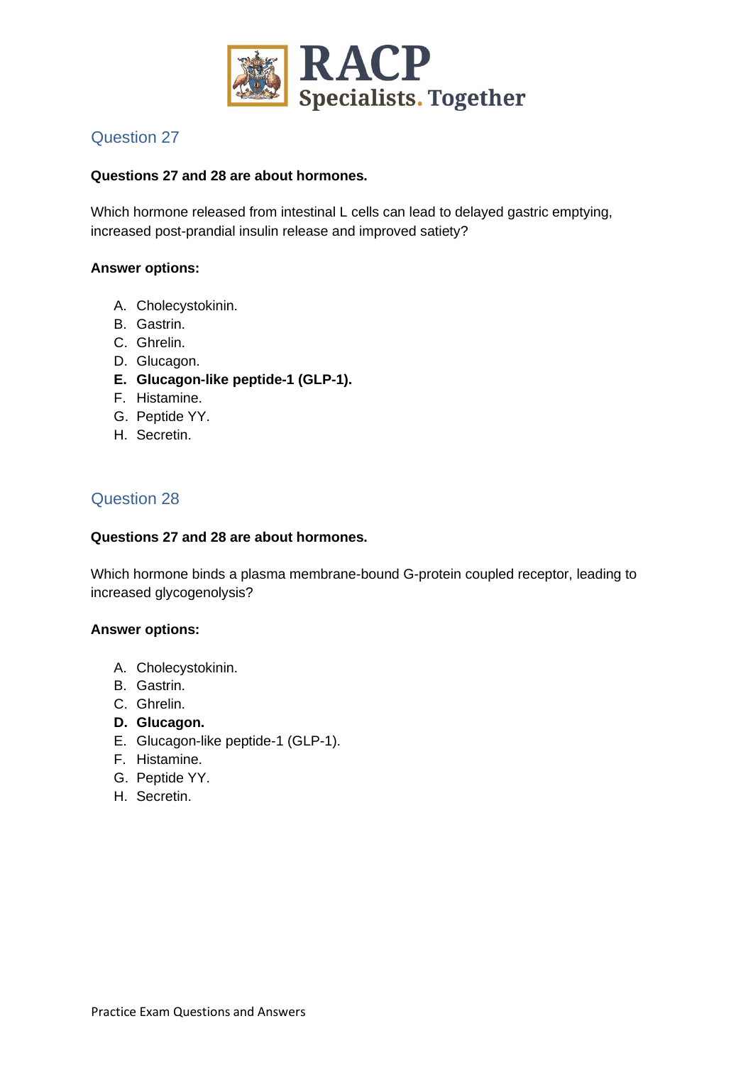## Question 27

**Questions 27 and 28 are about hormones.**

Which hormone released from intestinal L cells can lead to delayed gastric emptying, increased post-prandial insulin release and improved satiety?

**Answer options:**

A. Cholecystokinin.
B. Gastrin.
C. Ghrelin.
D. Glucagon.
**E. Glucagon-like peptide-1 (GLP-1).**
F. Histamine.
G. Peptide YY.
H. Secretin.

## Question 28

**Questions 27 and 28 are about hormones.**

Which hormone binds a plasma membrane-bound G-protein coupled receptor, leading to increased glycogenolysis?

**Answer options:**

A. Cholecystokinin.
B. Gastrin.
C. Ghrelin.
**D. Glucagon.**
E. Glucagon-like peptide-1 (GLP-1).
F. Histamine.
G. Peptide YY.
H. Secretin.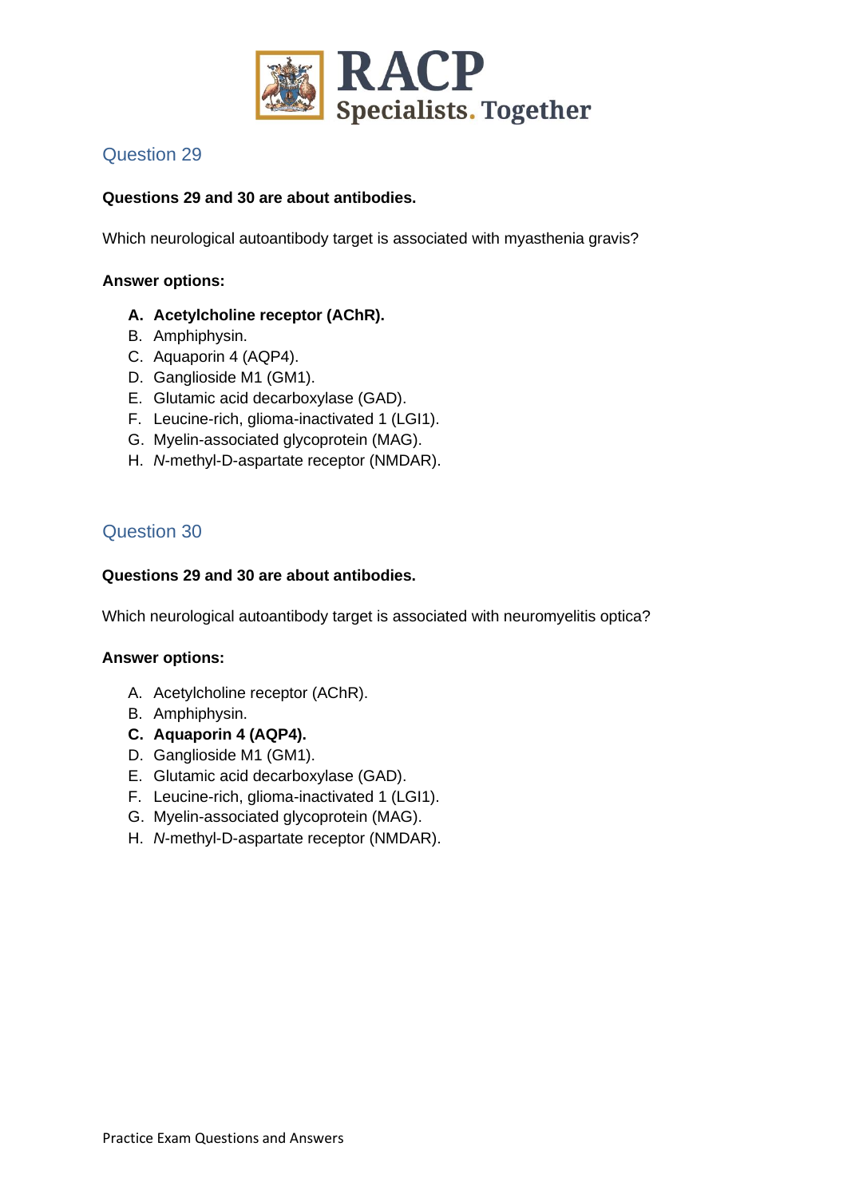## Question 29

**Questions 29 and 30 are about antibodies.**

Which neurological autoantibody target is associated with myasthenia gravis?

**Answer options:**

- **A. Acetylcholine receptor (AChR).**
- B. Amphiphysin.
- C. Aquaporin 4 (AQP4).
- D. Ganglioside M1 (GM1).
- E. Glutamic acid decarboxylase (GAD).
- F. Leucine-rich, glioma-inactivated 1 (LGI1).
- G. Myelin-associated glycoprotein (MAG).
- H. *N*-methyl-D-aspartate receptor (NMDAR).

## Question 30

**Questions 29 and 30 are about antibodies.**

Which neurological autoantibody target is associated with neuromyelitis optica?

**Answer options:**

- A. Acetylcholine receptor (AChR).
- B. Amphiphysin.
- **C. Aquaporin 4 (AQP4).**
- D. Ganglioside M1 (GM1).
- E. Glutamic acid decarboxylase (GAD).
- F. Leucine-rich, glioma-inactivated 1 (LGI1).
- G. Myelin-associated glycoprotein (MAG).
- H. *N*-methyl-D-aspartate receptor (NMDAR).